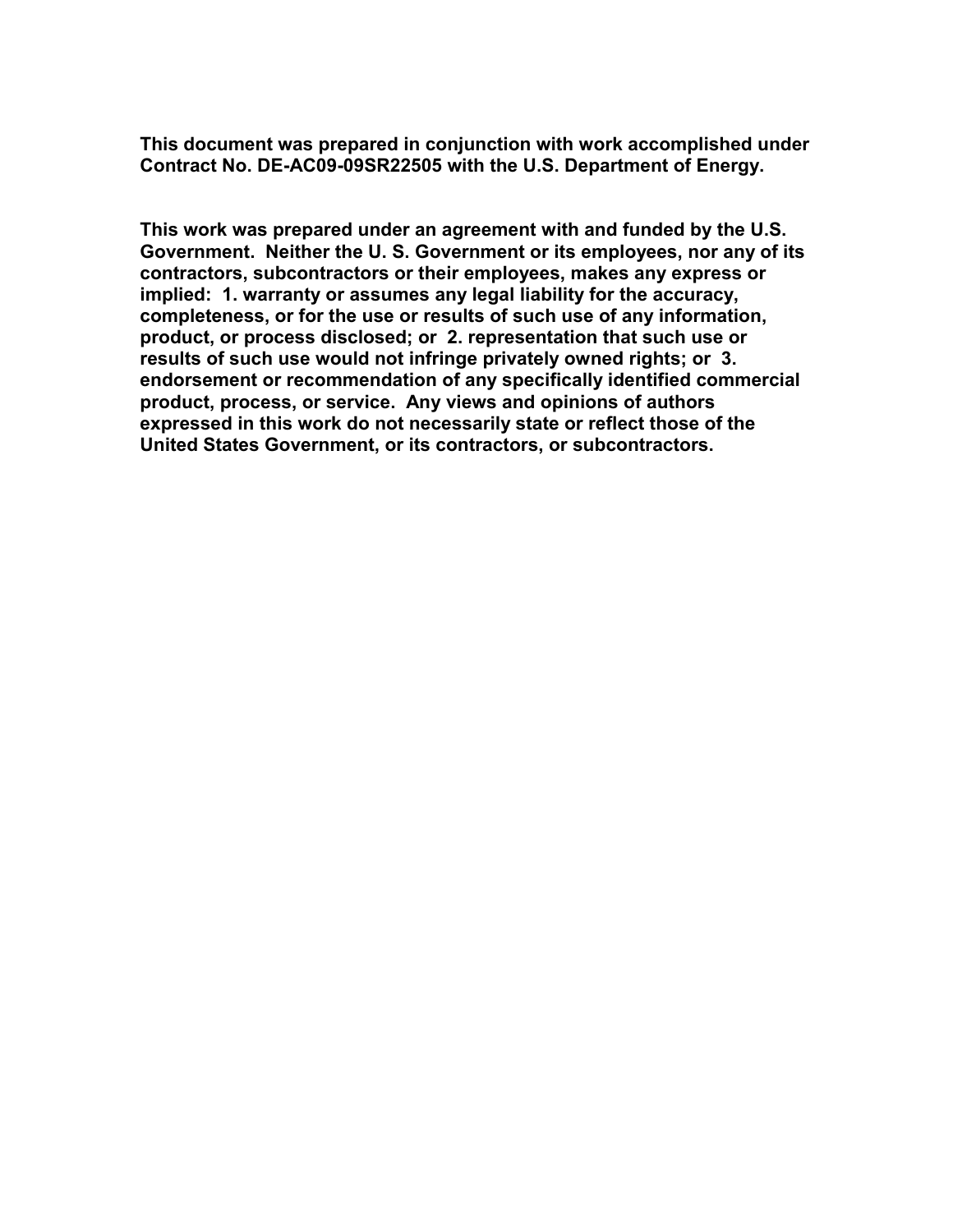**This document was prepared in conjunction with work accomplished under Contract No. DE-AC09-09SR22505 with the U.S. Department of Energy.**

**This work was prepared under an agreement with and funded by the U.S. Government. Neither the U. S. Government or its employees, nor any of its contractors, subcontractors or their employees, makes any express or implied: 1. warranty or assumes any legal liability for the accuracy, completeness, or for the use or results of such use of any information, product, or process disclosed; or 2. representation that such use or results of such use would not infringe privately owned rights; or 3. endorsement or recommendation of any specifically identified commercial product, process, or service. Any views and opinions of authors expressed in this work do not necessarily state or reflect those of the United States Government, or its contractors, or subcontractors.**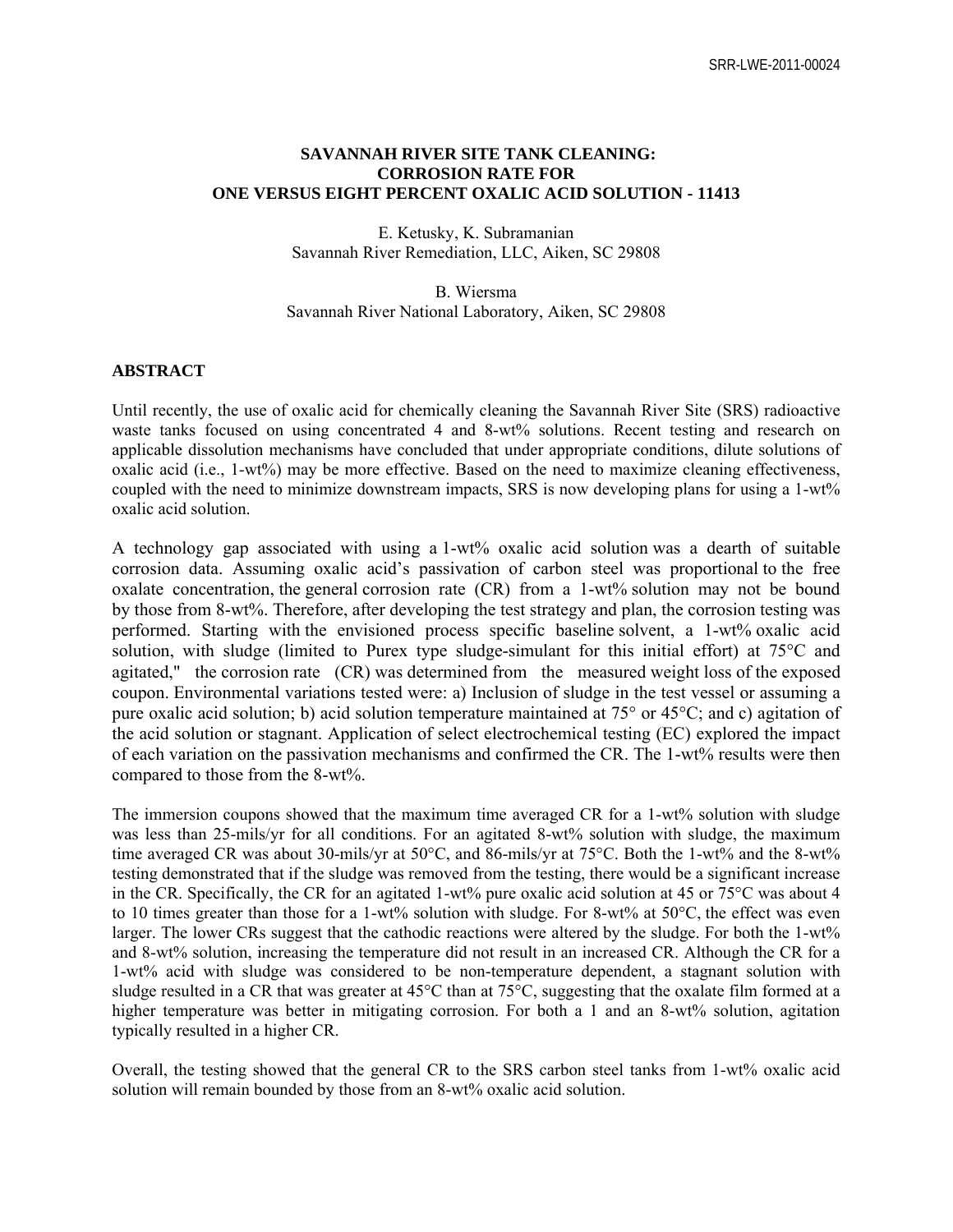# SAVANNAH RIVER SITE TANK CLEANING: CORROSION RATE FOR ONE VERSUS EIGHT PERCENT OXALIC ACID SOLUTION - 11413

E. Ketusky, K. Subramanian
Savannah River Remediation, LLC, Aiken, SC 29808

B. Wiersma
Savannah River National Laboratory, Aiken, SC 29808

## ABSTRACT

Until recently, the use of oxalic acid for chemically cleaning the Savannah River Site (SRS) radioactive waste tanks focused on using concentrated 4 and 8-wt% solutions. Recent testing and research on applicable dissolution mechanisms have concluded that under appropriate conditions, dilute solutions of oxalic acid (i.e., 1-wt%) may be more effective. Based on the need to maximize cleaning effectiveness, coupled with the need to minimize downstream impacts, SRS is now developing plans for using a 1-wt% oxalic acid solution.

A technology gap associated with using a 1-wt% oxalic acid solution was a dearth of suitable corrosion data. Assuming oxalic acid's passivation of carbon steel was proportional to the free oxalate concentration, the general corrosion rate (CR) from a 1-wt% solution may not be bound by those from 8-wt%. Therefore, after developing the test strategy and plan, the corrosion testing was performed. Starting with the envisioned process specific baseline solvent, a 1-wt% oxalic acid solution, with sludge (limited to Purex type sludge-simulant for this initial effort) at 75°C and agitated," the corrosion rate (CR) was determined from the measured weight loss of the exposed coupon. Environmental variations tested were: a) Inclusion of sludge in the test vessel or assuming a pure oxalic acid solution; b) acid solution temperature maintained at 75° or 45°C; and c) agitation of the acid solution or stagnant. Application of select electrochemical testing (EC) explored the impact of each variation on the passivation mechanisms and confirmed the CR. The 1-wt% results were then compared to those from the 8-wt%.

The immersion coupons showed that the maximum time averaged CR for a 1-wt% solution with sludge was less than 25-mils/yr for all conditions. For an agitated 8-wt% solution with sludge, the maximum time averaged CR was about 30-mils/yr at 50°C, and 86-mils/yr at 75°C. Both the 1-wt% and the 8-wt% testing demonstrated that if the sludge was removed from the testing, there would be a significant increase in the CR. Specifically, the CR for an agitated 1-wt% pure oxalic acid solution at 45 or 75°C was about 4 to 10 times greater than those for a 1-wt% solution with sludge. For 8-wt% at 50°C, the effect was even larger. The lower CRs suggest that the cathodic reactions were altered by the sludge. For both the 1-wt% and 8-wt% solution, increasing the temperature did not result in an increased CR. Although the CR for a 1-wt% acid with sludge was considered to be non-temperature dependent, a stagnant solution with sludge resulted in a CR that was greater at 45°C than at 75°C, suggesting that the oxalate film formed at a higher temperature was better in mitigating corrosion. For both a 1 and an 8-wt% solution, agitation typically resulted in a higher CR.

Overall, the testing showed that the general CR to the SRS carbon steel tanks from 1-wt% oxalic acid solution will remain bounded by those from an 8-wt% oxalic acid solution.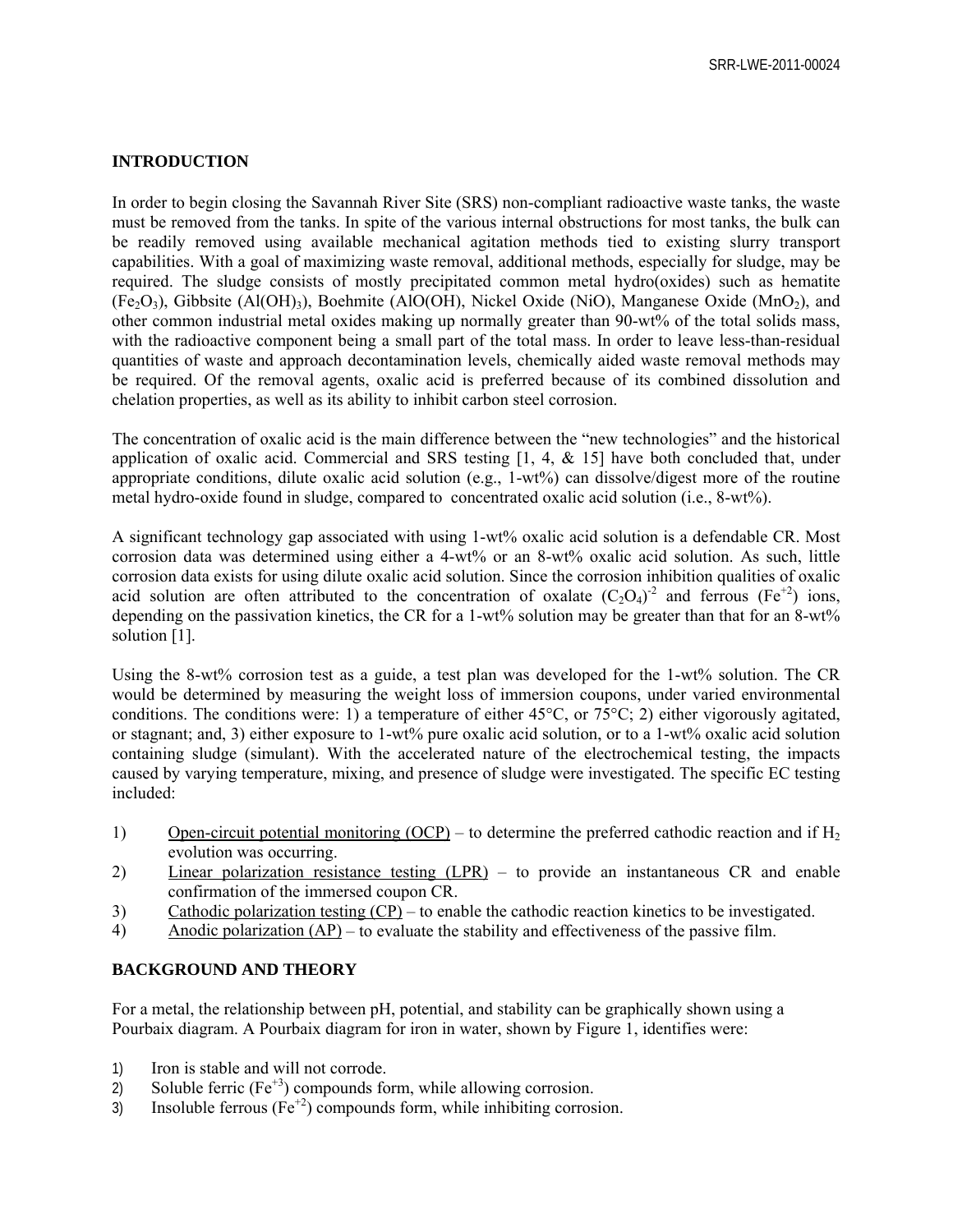## INTRODUCTION

In order to begin closing the Savannah River Site (SRS) non-compliant radioactive waste tanks, the waste must be removed from the tanks. In spite of the various internal obstructions for most tanks, the bulk can be readily removed using available mechanical agitation methods tied to existing slurry transport capabilities. With a goal of maximizing waste removal, additional methods, especially for sludge, may be required. The sludge consists of mostly precipitated common metal hydro(oxides) such as hematite ($Fe_2O_3$), Gibbsite ($Al(OH)_3$), Boehmite (AlO(OH), Nickel Oxide (NiO), Manganese Oxide ($MnO_2$), and other common industrial metal oxides making up normally greater than 90-wt% of the total solids mass, with the radioactive component being a small part of the total mass. In order to leave less-than-residual quantities of waste and approach decontamination levels, chemically aided waste removal methods may be required. Of the removal agents, oxalic acid is preferred because of its combined dissolution and chelation properties, as well as its ability to inhibit carbon steel corrosion.

The concentration of oxalic acid is the main difference between the "new technologies" and the historical application of oxalic acid. Commercial and SRS testing [1, 4, & 15] have both concluded that, under appropriate conditions, dilute oxalic acid solution (e.g., 1-wt%) can dissolve/digest more of the routine metal hydro-oxide found in sludge, compared to concentrated oxalic acid solution (i.e., 8-wt%).

A significant technology gap associated with using 1-wt% oxalic acid solution is a defendable CR. Most corrosion data was determined using either a 4-wt% or an 8-wt% oxalic acid solution. As such, little corrosion data exists for using dilute oxalic acid solution. Since the corrosion inhibition qualities of oxalic acid solution are often attributed to the concentration of oxalate $(C_2O_4)^{-2}$ and ferrous ($Fe^{+2}$) ions, depending on the passivation kinetics, the CR for a 1-wt% solution may be greater than that for an 8-wt% solution [1].

Using the 8-wt% corrosion test as a guide, a test plan was developed for the 1-wt% solution. The CR would be determined by measuring the weight loss of immersion coupons, under varied environmental conditions. The conditions were: 1) a temperature of either 45°C, or 75°C; 2) either vigorously agitated, or stagnant; and, 3) either exposure to 1-wt% pure oxalic acid solution, or to a 1-wt% oxalic acid solution containing sludge (simulant). With the accelerated nature of the electrochemical testing, the impacts caused by varying temperature, mixing, and presence of sludge were investigated. The specific EC testing included:

1) Open-circuit potential monitoring (OCP) – to determine the preferred cathodic reaction and if $H_2$ evolution was occurring.
2) Linear polarization resistance testing (LPR) – to provide an instantaneous CR and enable confirmation of the immersed coupon CR.
3) Cathodic polarization testing (CP) – to enable the cathodic reaction kinetics to be investigated.
4) Anodic polarization (AP) – to evaluate the stability and effectiveness of the passive film.

## BACKGROUND AND THEORY

For a metal, the relationship between pH, potential, and stability can be graphically shown using a Pourbaix diagram. A Pourbaix diagram for iron in water, shown by Figure 1, identifies were:

1) Iron is stable and will not corrode.
2) Soluble ferric ($Fe^{+3}$) compounds form, while allowing corrosion.
3) Insoluble ferrous ($Fe^{+2}$) compounds form, while inhibiting corrosion.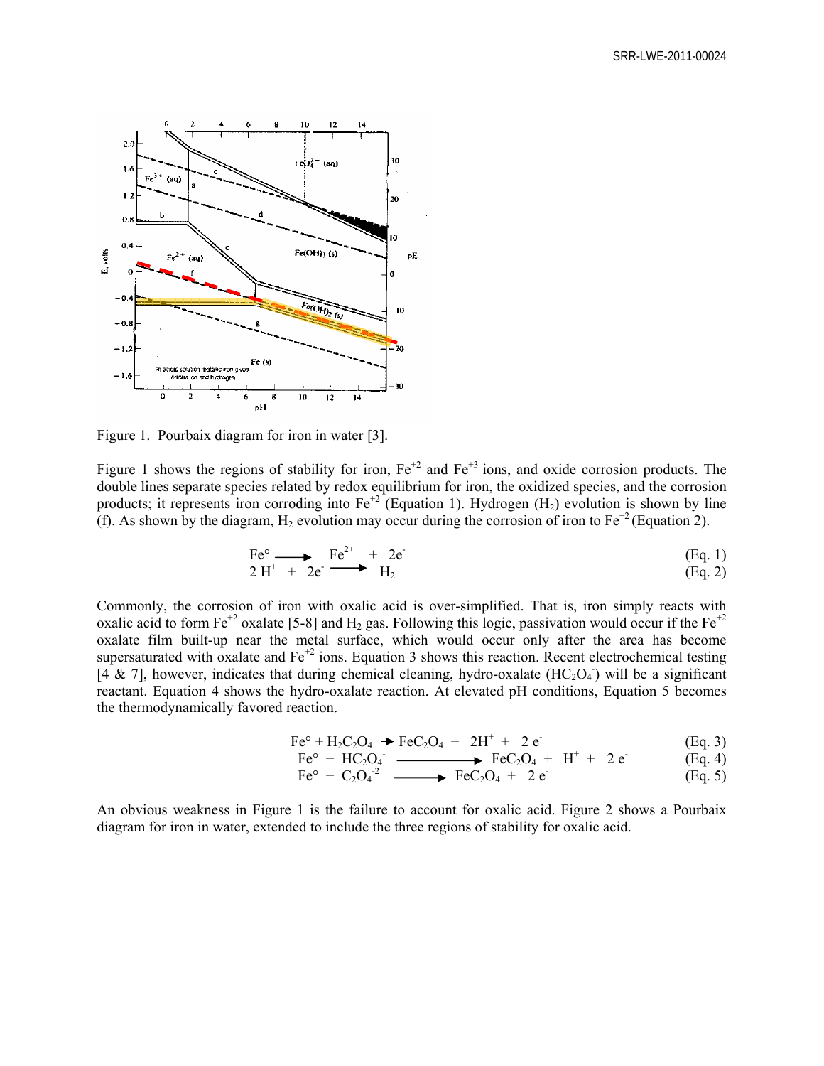Figure 1. Pourbaix diagram for iron in water [3].

Figure 1 shows the regions of stability for iron, $Fe^{+2}$ and $Fe^{+3}$ ions, and oxide corrosion products. The double lines separate species related by redox equilibrium for iron, the oxidized species, and the corrosion products; it represents iron corroding into $Fe^{+2}$ (Equation 1). Hydrogen ($H_2$) evolution is shown by line (f). As shown by the diagram, $H_2$ evolution may occur during the corrosion of iron to $Fe^{+2}$ (Equation 2).

$$Fe^{\circ} \longrightarrow Fe^{2+} + 2e^{-} \qquad \text{(Eq. 1)}$$

$$2\,H^{+} + 2e^{-} \longrightarrow H_2 \qquad \text{(Eq. 2)}$$

Commonly, the corrosion of iron with oxalic acid is over-simplified. That is, iron simply reacts with oxalic acid to form $Fe^{+2}$ oxalate [5-8] and $H_2$ gas. Following this logic, passivation would occur if the $Fe^{+2}$ oxalate film built-up near the metal surface, which would occur only after the area has become supersaturated with oxalate and $Fe^{+2}$ ions. Equation 3 shows this reaction. Recent electrochemical testing [4 & 7], however, indicates that during chemical cleaning, hydro-oxalate ($HC_2O_4^-$) will be a significant reactant. Equation 4 shows the hydro-oxalate reaction. At elevated pH conditions, Equation 5 becomes the thermodynamically favored reaction.

$$Fe^{\circ} + H_2C_2O_4 \rightarrow FeC_2O_4 + 2H^{+} + 2\,e^{-} \qquad \text{(Eq. 3)}$$

$$Fe^{\circ} + HC_2O_4^{-} \longrightarrow FeC_2O_4 + H^{+} + 2\,e^{-} \qquad \text{(Eq. 4)}$$

$$Fe^{\circ} + C_2O_4^{-2} \longrightarrow FeC_2O_4 + 2\,e^{-} \qquad \text{(Eq. 5)}$$

An obvious weakness in Figure 1 is the failure to account for oxalic acid. Figure 2 shows a Pourbaix diagram for iron in water, extended to include the three regions of stability for oxalic acid.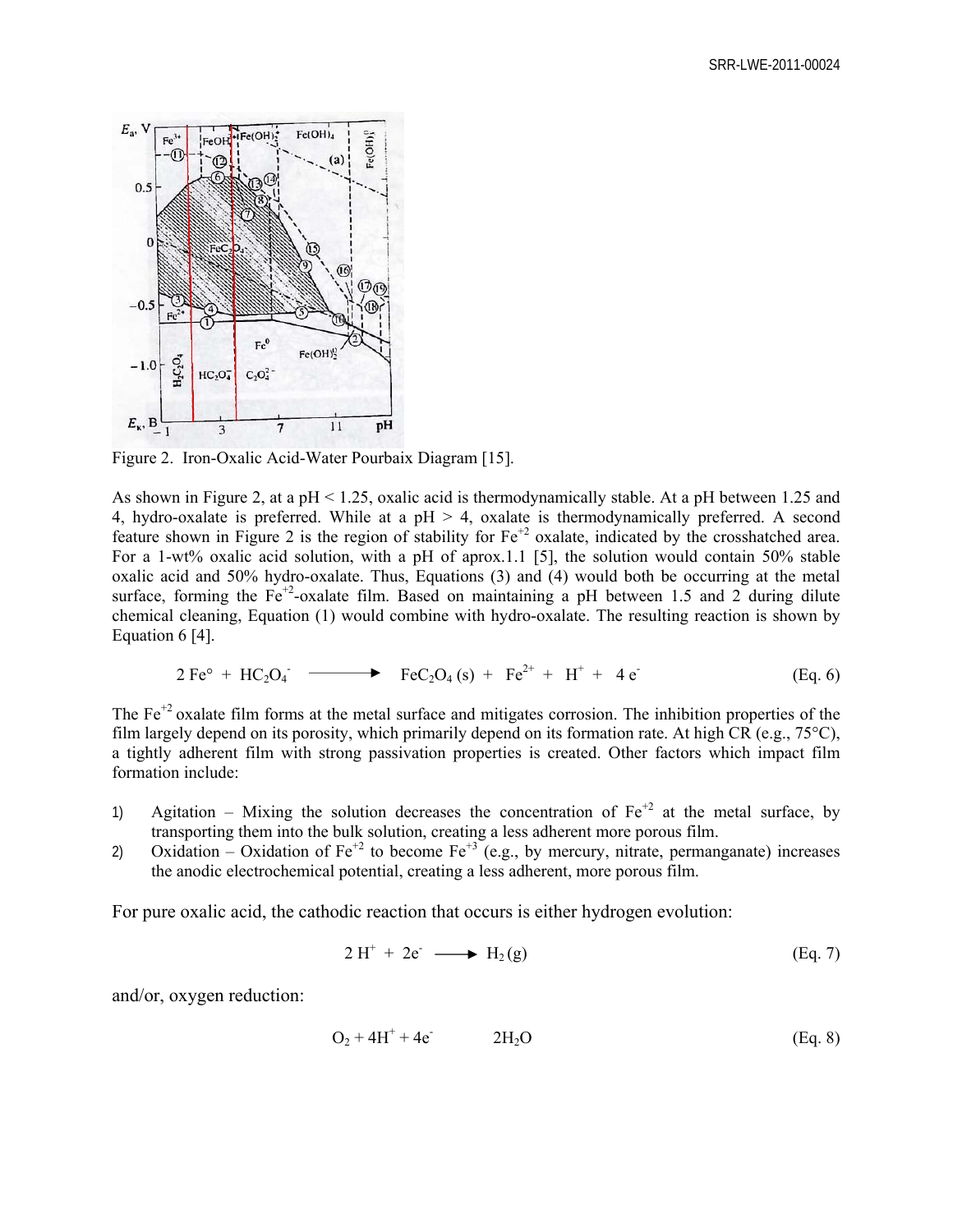Figure 2. Iron-Oxalic Acid-Water Pourbaix Diagram [15].

As shown in Figure 2, at a pH < 1.25, oxalic acid is thermodynamically stable. At a pH between 1.25 and 4, hydro-oxalate is preferred. While at a pH > 4, oxalate is thermodynamically preferred. A second feature shown in Figure 2 is the region of stability for $Fe^{+2}$ oxalate, indicated by the crosshatched area. For a 1-wt% oxalic acid solution, with a pH of aprox.1.1 [5], the solution would contain 50% stable oxalic acid and 50% hydro-oxalate. Thus, Equations (3) and (4) would both be occurring at the metal surface, forming the $Fe^{+2}$-oxalate film. Based on maintaining a pH between 1.5 and 2 during dilute chemical cleaning, Equation (1) would combine with hydro-oxalate. The resulting reaction is shown by Equation 6 [4].

$$2\,Fe^{\circ} + HC_2O_4^- \longrightarrow FeC_2O_4\,(s) + Fe^{2+} + H^+ + 4\,e^- \qquad \text{(Eq. 6)}$$

The $Fe^{+2}$ oxalate film forms at the metal surface and mitigates corrosion. The inhibition properties of the film largely depend on its porosity, which primarily depend on its formation rate. At high CR (e.g., 75°C), a tightly adherent film with strong passivation properties is created. Other factors which impact film formation include:

1) Agitation – Mixing the solution decreases the concentration of $Fe^{+2}$ at the metal surface, by transporting them into the bulk solution, creating a less adherent more porous film.
2) Oxidation – Oxidation of $Fe^{+2}$ to become $Fe^{+3}$ (e.g., by mercury, nitrate, permanganate) increases the anodic electrochemical potential, creating a less adherent, more porous film.

For pure oxalic acid, the cathodic reaction that occurs is either hydrogen evolution:

$$2\,H^+ + 2e^- \longrightarrow H_2\,(g) \qquad \text{(Eq. 7)}$$

and/or, oxygen reduction:

$$O_2 + 4H^+ + 4e^- \qquad 2H_2O \qquad \text{(Eq. 8)}$$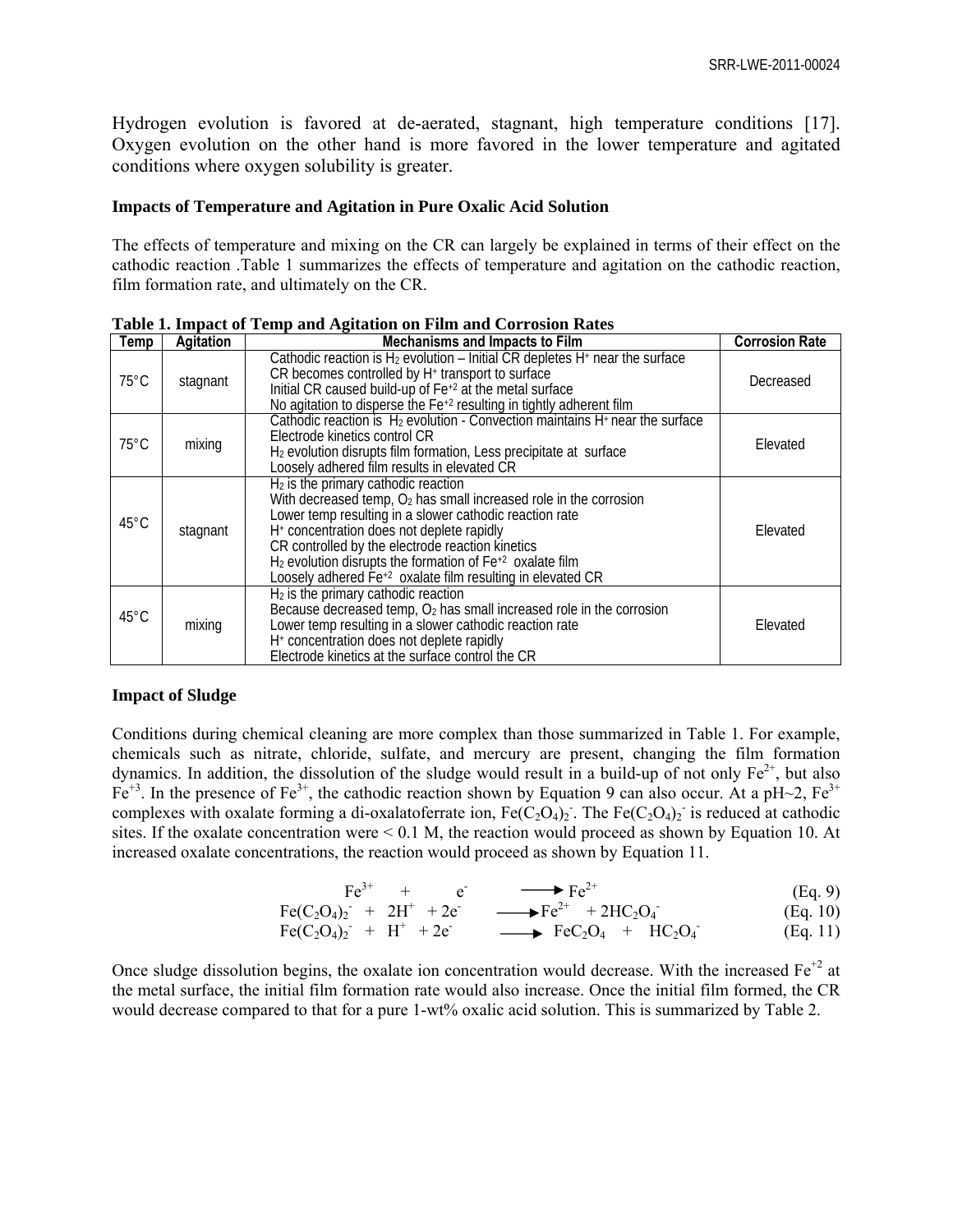Hydrogen evolution is favored at de-aerated, stagnant, high temperature conditions [17]. Oxygen evolution on the other hand is more favored in the lower temperature and agitated conditions where oxygen solubility is greater.

**Impacts of Temperature and Agitation in Pure Oxalic Acid Solution**

The effects of temperature and mixing on the CR can largely be explained in terms of their effect on the cathodic reaction .Table 1 summarizes the effects of temperature and agitation on the cathodic reaction, film formation rate, and ultimately on the CR.

**Table 1. Impact of Temp and Agitation on Film and Corrosion Rates**

| Temp | Agitation | Mechanisms and Impacts to Film | Corrosion Rate |
|---|---|---|---|
| 75°C | stagnant | Cathodic reaction is $H_2$ evolution – Initial CR depletes $H^+$ near the surface<br>CR becomes controlled by $H^+$ transport to surface<br>Initial CR caused build-up of $Fe^{+2}$ at the metal surface<br>No agitation to disperse the $Fe^{+2}$ resulting in tightly adherent film | Decreased |
| 75°C | mixing | Cathodic reaction is $H_2$ evolution - Convection maintains $H^+$ near the surface<br>Electrode kinetics control CR<br>$H_2$ evolution disrupts film formation, Less precipitate at surface<br>Loosely adhered film results in elevated CR | Elevated |
| 45°C | stagnant | $H_2$ is the primary cathodic reaction<br>With decreased temp, $O_2$ has small increased role in the corrosion<br>Lower temp resulting in a slower cathodic reaction rate<br>$H^+$ concentration does not deplete rapidly<br>CR controlled by the electrode reaction kinetics<br>$H_2$ evolution disrupts the formation of $Fe^{+2}$ oxalate film<br>Loosely adhered $Fe^{+2}$ oxalate film resulting in elevated CR | Elevated |
| 45°C | mixing | $H_2$ is the primary cathodic reaction<br>Because decreased temp, $O_2$ has small increased role in the corrosion<br>Lower temp resulting in a slower cathodic reaction rate<br>$H^+$ concentration does not deplete rapidly<br>Electrode kinetics at the surface control the CR | Elevated |

**Impact of Sludge**

Conditions during chemical cleaning are more complex than those summarized in Table 1. For example, chemicals such as nitrate, chloride, sulfate, and mercury are present, changing the film formation dynamics. In addition, the dissolution of the sludge would result in a build-up of not only $Fe^{2+}$, but also $Fe^{+3}$. In the presence of $Fe^{3+}$, the cathodic reaction shown by Equation 9 can also occur. At a pH~2, $Fe^{3+}$ complexes with oxalate forming a di-oxalatoferrate ion, $Fe(C_2O_4)_2^-$. The $Fe(C_2O_4)_2^-$ is reduced at cathodic sites. If the oxalate concentration were < 0.1 M, the reaction would proceed as shown by Equation 10. At increased oxalate concentrations, the reaction would proceed as shown by Equation 11.

$$Fe^{3+} + e^- \longrightarrow Fe^{2+} \qquad \text{(Eq. 9)}$$

$$Fe(C_2O_4)_2^- + 2H^+ + 2e^- \longrightarrow Fe^{2+} + 2HC_2O_4^- \qquad \text{(Eq. 10)}$$

$$Fe(C_2O_4)_2^- + H^+ + 2e^- \longrightarrow FeC_2O_4 + HC_2O_4^- \qquad \text{(Eq. 11)}$$

Once sludge dissolution begins, the oxalate ion concentration would decrease. With the increased $Fe^{+2}$ at the metal surface, the initial film formation rate would also increase. Once the initial film formed, the CR would decrease compared to that for a pure 1-wt% oxalic acid solution. This is summarized by Table 2.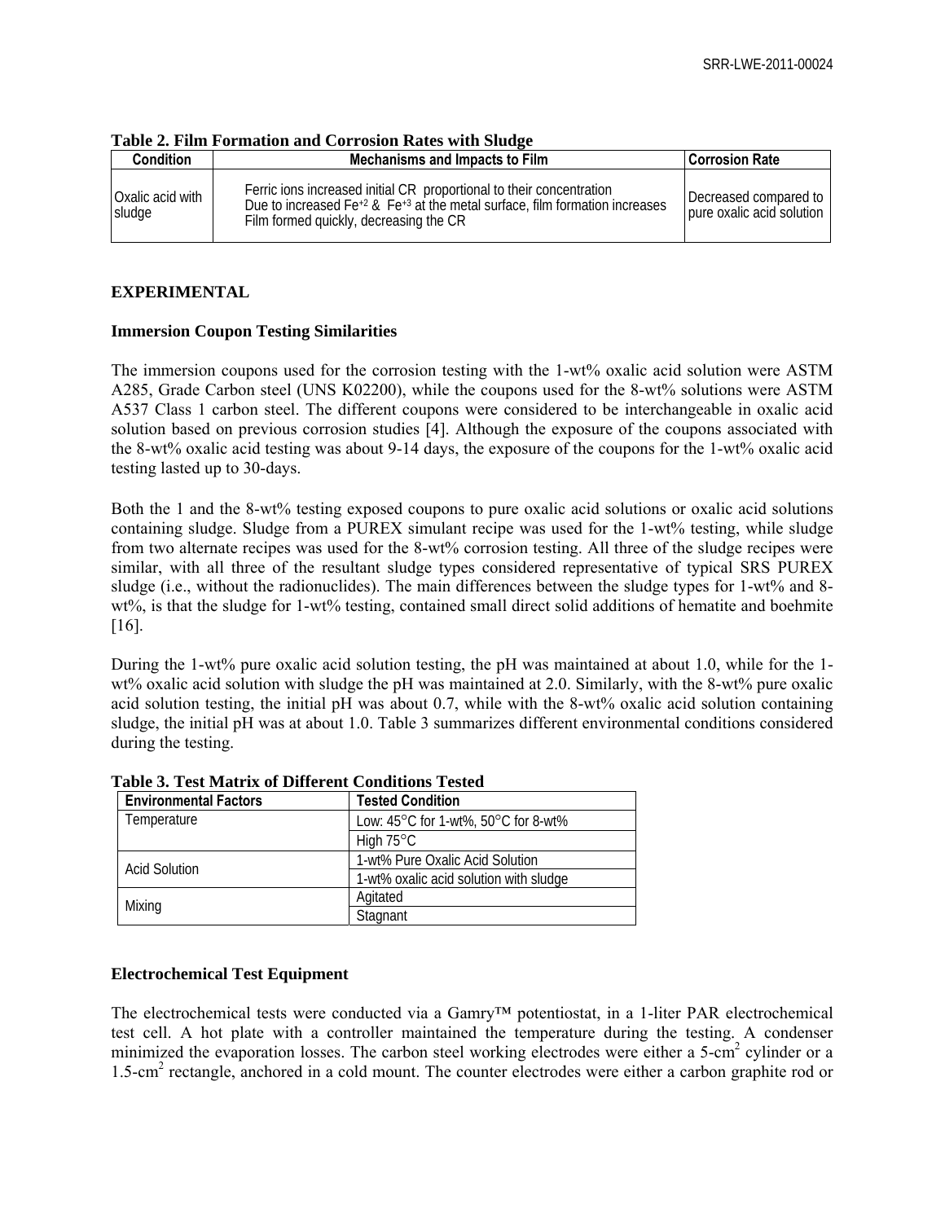**Table 2. Film Formation and Corrosion Rates with Sludge**

| Condition | Mechanisms and Impacts to Film | Corrosion Rate |
|---|---|---|
| Oxalic acid with sludge | Ferric ions increased initial CR proportional to their concentration<br>Due to increased $Fe^{+2}$ & $Fe^{+3}$ at the metal surface, film formation increases<br>Film formed quickly, decreasing the CR | Decreased compared to pure oxalic acid solution |

## EXPERIMENTAL

### Immersion Coupon Testing Similarities

The immersion coupons used for the corrosion testing with the 1-wt% oxalic acid solution were ASTM A285, Grade Carbon steel (UNS K02200), while the coupons used for the 8-wt% solutions were ASTM A537 Class 1 carbon steel. The different coupons were considered to be interchangeable in oxalic acid solution based on previous corrosion studies [4]. Although the exposure of the coupons associated with the 8-wt% oxalic acid testing was about 9-14 days, the exposure of the coupons for the 1-wt% oxalic acid testing lasted up to 30-days.

Both the 1 and the 8-wt% testing exposed coupons to pure oxalic acid solutions or oxalic acid solutions containing sludge. Sludge from a PUREX simulant recipe was used for the 1-wt% testing, while sludge from two alternate recipes was used for the 8-wt% corrosion testing. All three of the sludge recipes were similar, with all three of the resultant sludge types considered representative of typical SRS PUREX sludge (i.e., without the radionuclides). The main differences between the sludge types for 1-wt% and 8-wt%, is that the sludge for 1-wt% testing, contained small direct solid additions of hematite and boehmite [16].

During the 1-wt% pure oxalic acid solution testing, the pH was maintained at about 1.0, while for the 1-wt% oxalic acid solution with sludge the pH was maintained at 2.0. Similarly, with the 8-wt% pure oxalic acid solution testing, the initial pH was about 0.7, while with the 8-wt% oxalic acid solution containing sludge, the initial pH was at about 1.0. Table 3 summarizes different environmental conditions considered during the testing.

**Table 3. Test Matrix of Different Conditions Tested**

| Environmental Factors | Tested Condition |
|---|---|
| Temperature | Low: 45°C for 1-wt%, 50°C for 8-wt% |
| | High 75°C |
| Acid Solution | 1-wt% Pure Oxalic Acid Solution |
| | 1-wt% oxalic acid solution with sludge |
| Mixing | Agitated |
| | Stagnant |

### Electrochemical Test Equipment

The electrochemical tests were conducted via a Gamry™ potentiostat, in a 1-liter PAR electrochemical test cell. A hot plate with a controller maintained the temperature during the testing. A condenser minimized the evaporation losses. The carbon steel working electrodes were either a 5-cm$^2$ cylinder or a 1.5-cm$^2$ rectangle, anchored in a cold mount. The counter electrodes were either a carbon graphite rod or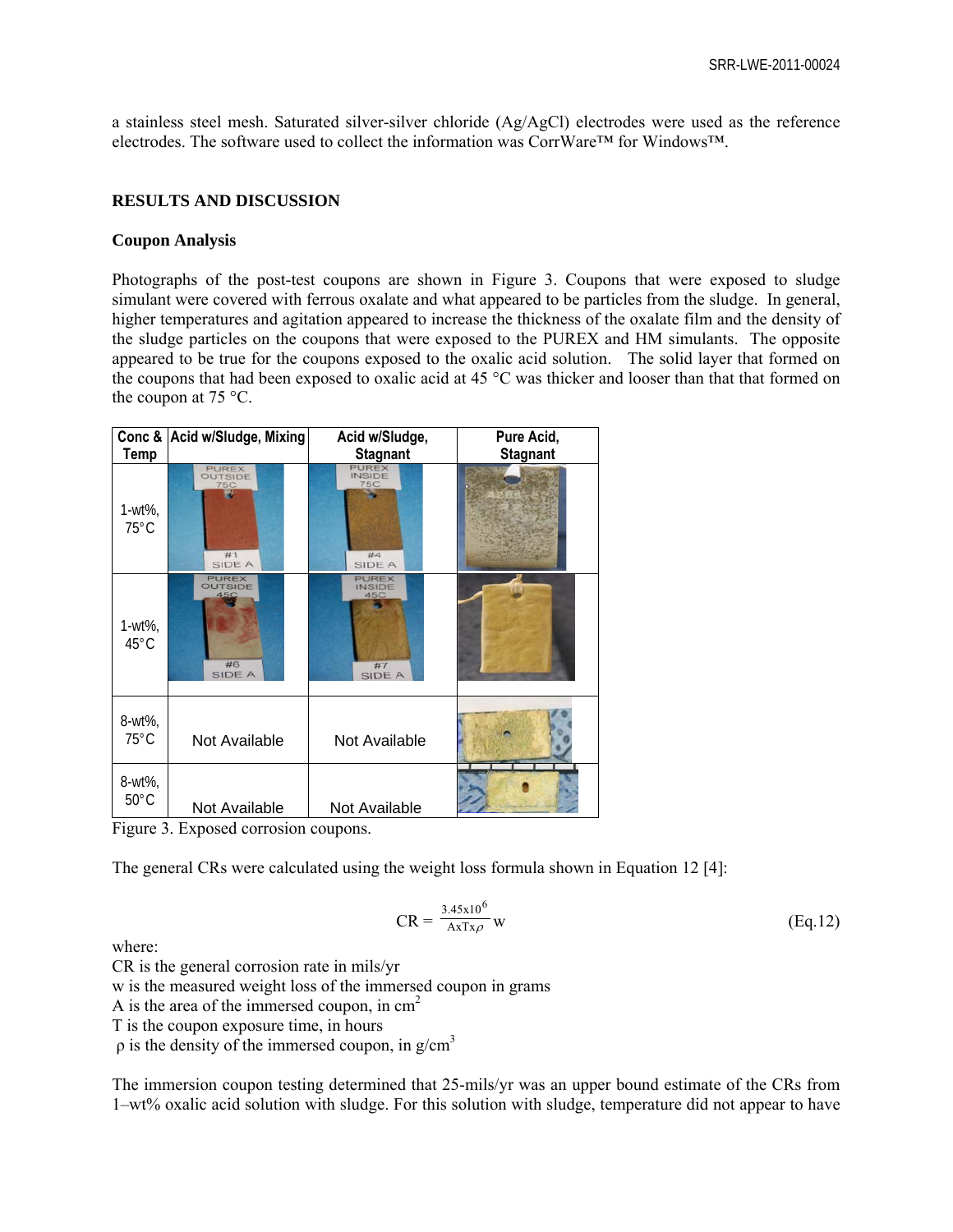a stainless steel mesh. Saturated silver-silver chloride (Ag/AgCl) electrodes were used as the reference electrodes. The software used to collect the information was CorrWare™ for Windows™.

## RESULTS AND DISCUSSION

### Coupon Analysis

Photographs of the post-test coupons are shown in Figure 3. Coupons that were exposed to sludge simulant were covered with ferrous oxalate and what appeared to be particles from the sludge. In general, higher temperatures and agitation appeared to increase the thickness of the oxalate film and the density of the sludge particles on the coupons that were exposed to the PUREX and HM simulants. The opposite appeared to be true for the coupons exposed to the oxalic acid solution. The solid layer that formed on the coupons that had been exposed to oxalic acid at 45 °C was thicker and looser than that that formed on the coupon at 75 °C.

| Conc & Temp | Acid w/Sludge, Mixing | Acid w/Sludge, Stagnant | Pure Acid, Stagnant |
|---|---|---|---|
| 1-wt%, 75°C | PUREX OUTSIDE 75C #1 SIDE A | PUREX INSIDE 75C #4 SIDE A | |
| 1-wt%, 45°C | PUREX OUTSIDE 45C #6 SIDE A | PUREX INSIDE 45C #7 SIDE A | |
| 8-wt%, 75°C | Not Available | Not Available | |
| 8-wt%, 50°C | Not Available | Not Available | |

Figure 3. Exposed corrosion coupons.

The general CRs were calculated using the weight loss formula shown in Equation 12 [4]:

$$CR = \frac{3.45 \times 10^6}{A \times T \times \rho} w \tag{Eq.12}$$

where:
CR is the general corrosion rate in mils/yr
w is the measured weight loss of the immersed coupon in grams
A is the area of the immersed coupon, in $cm^2$
T is the coupon exposure time, in hours
$\rho$ is the density of the immersed coupon, in $g/cm^3$

The immersion coupon testing determined that 25-mils/yr was an upper bound estimate of the CRs from 1–wt% oxalic acid solution with sludge. For this solution with sludge, temperature did not appear to have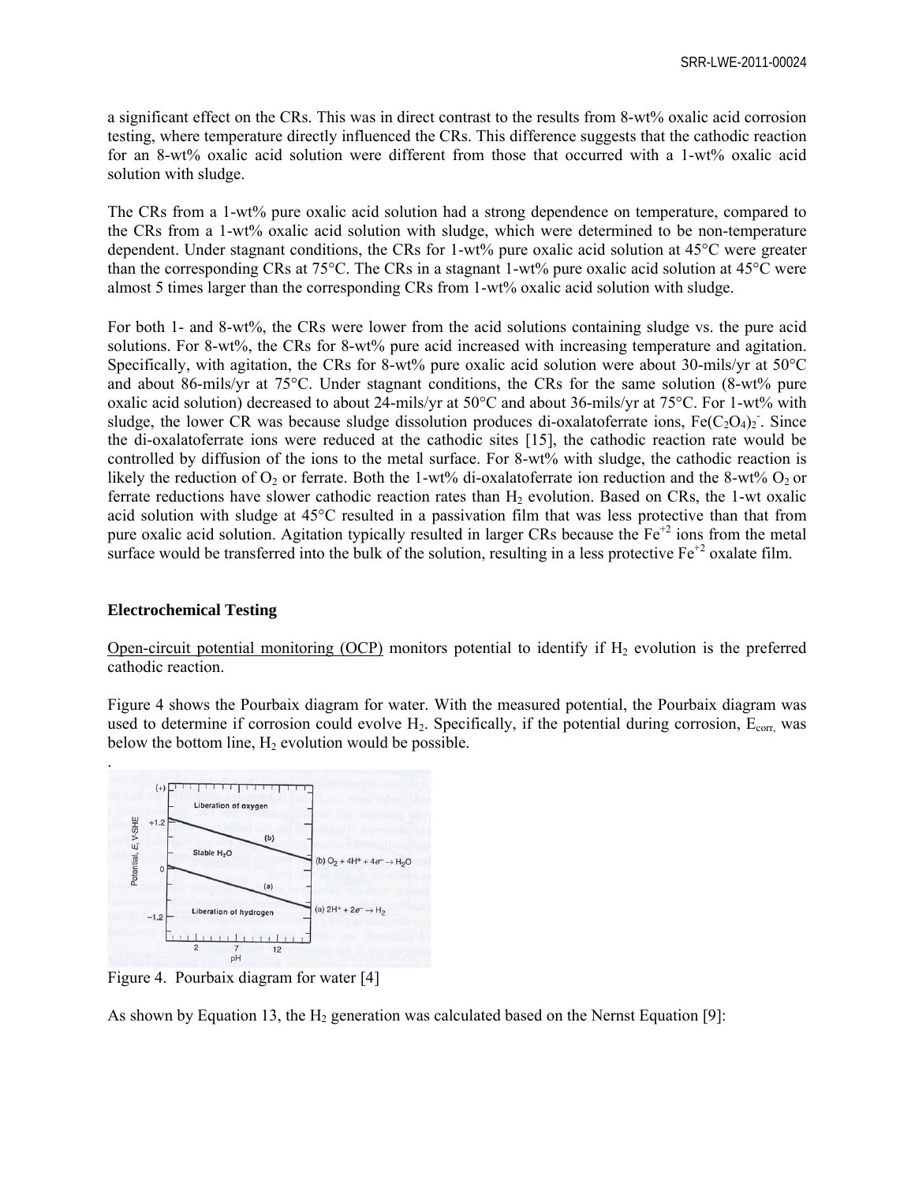a significant effect on the CRs. This was in direct contrast to the results from 8-wt% oxalic acid corrosion testing, where temperature directly influenced the CRs. This difference suggests that the cathodic reaction for an 8-wt% oxalic acid solution were different from those that occurred with a 1-wt% oxalic acid solution with sludge.

The CRs from a 1-wt% pure oxalic acid solution had a strong dependence on temperature, compared to the CRs from a 1-wt% oxalic acid solution with sludge, which were determined to be non-temperature dependent. Under stagnant conditions, the CRs for 1-wt% pure oxalic acid solution at 45°C were greater than the corresponding CRs at 75°C. The CRs in a stagnant 1-wt% pure oxalic acid solution at 45°C were almost 5 times larger than the corresponding CRs from 1-wt% oxalic acid solution with sludge.

For both 1- and 8-wt%, the CRs were lower from the acid solutions containing sludge vs. the pure acid solutions. For 8-wt%, the CRs for 8-wt% pure acid increased with increasing temperature and agitation. Specifically, with agitation, the CRs for 8-wt% pure oxalic acid solution were about 30-mils/yr at 50°C and about 86-mils/yr at 75°C. Under stagnant conditions, the CRs for the same solution (8-wt% pure oxalic acid solution) decreased to about 24-mils/yr at 50°C and about 36-mils/yr at 75°C. For 1-wt% with sludge, the lower CR was because sludge dissolution produces di-oxalatoferrate ions, $Fe(C_2O_4)_2^-$. Since the di-oxalatoferrate ions were reduced at the cathodic sites [15], the cathodic reaction rate would be controlled by diffusion of the ions to the metal surface. For 8-wt% with sludge, the cathodic reaction is likely the reduction of $O_2$ or ferrate. Both the 1-wt% di-oxalatoferrate ion reduction and the 8-wt% $O_2$ or ferrate reductions have slower cathodic reaction rates than $H_2$ evolution. Based on CRs, the 1-wt oxalic acid solution with sludge at 45°C resulted in a passivation film that was less protective than that from pure oxalic acid solution. Agitation typically resulted in larger CRs because the $Fe^{+2}$ ions from the metal surface would be transferred into the bulk of the solution, resulting in a less protective $Fe^{+2}$ oxalate film.

**Electrochemical Testing**

Open-circuit potential monitoring (OCP) monitors potential to identify if $H_2$ evolution is the preferred cathodic reaction.

Figure 4 shows the Pourbaix diagram for water. With the measured potential, the Pourbaix diagram was used to determine if corrosion could evolve $H_2$. Specifically, if the potential during corrosion, $E_{corr}$, was below the bottom line, $H_2$ evolution would be possible.

Figure 4. Pourbaix diagram for water [4]

As shown by Equation 13, the $H_2$ generation was calculated based on the Nernst Equation [9]: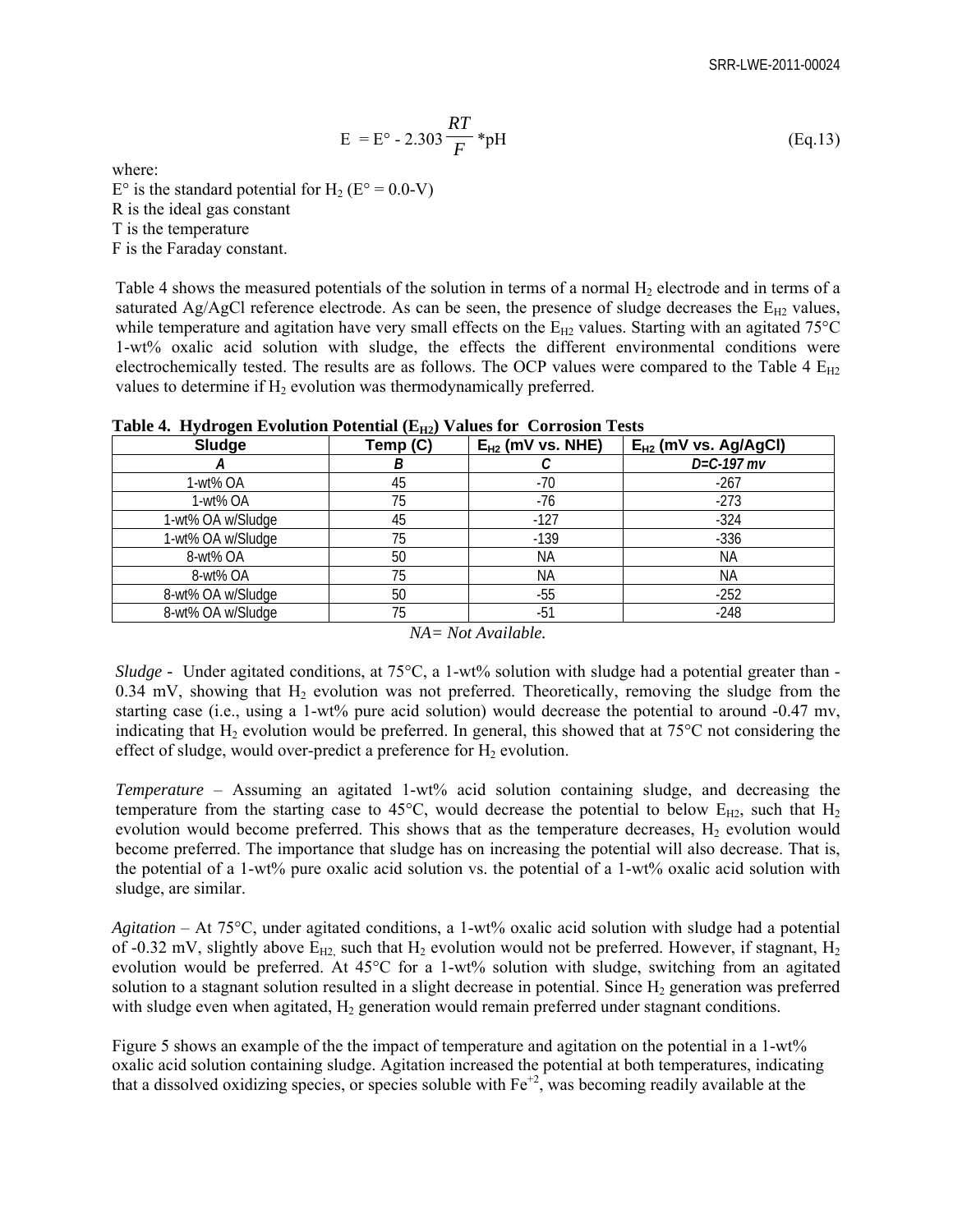$$E = E° - 2.303 \frac{RT}{F} * pH \qquad \text{(Eq.13)}$$

where:

E° is the standard potential for $H_2$ (E° = 0.0-V)

R is the ideal gas constant

T is the temperature

F is the Faraday constant.

Table 4 shows the measured potentials of the solution in terms of a normal $H_2$ electrode and in terms of a saturated Ag/AgCl reference electrode. As can be seen, the presence of sludge decreases the $E_{H2}$ values, while temperature and agitation have very small effects on the $E_{H2}$ values. Starting with an agitated 75°C 1-wt% oxalic acid solution with sludge, the effects the different environmental conditions were electrochemically tested. The results are as follows. The OCP values were compared to the Table 4 $E_{H2}$ values to determine if $H_2$ evolution was thermodynamically preferred.

**Table 4. Hydrogen Evolution Potential ($E_{H2}$) Values for Corrosion Tests**

| Sludge | Temp (C) | $E_{H2}$ (mV vs. NHE) | $E_{H2}$ (mV vs. Ag/AgCl) |
|---|---|---|---|
| *A* | *B* | *C* | *D=C-197 mv* |
| 1-wt% OA | 45 | -70 | -267 |
| 1-wt% OA | 75 | -76 | -273 |
| 1-wt% OA w/Sludge | 45 | -127 | -324 |
| 1-wt% OA w/Sludge | 75 | -139 | -336 |
| 8-wt% OA | 50 | NA | NA |
| 8-wt% OA | 75 | NA | NA |
| 8-wt% OA w/Sludge | 50 | -55 | -252 |
| 8-wt% OA w/Sludge | 75 | -51 | -248 |

*NA= Not Available.*

*Sludge* - Under agitated conditions, at 75°C, a 1-wt% solution with sludge had a potential greater than -0.34 mV, showing that $H_2$ evolution was not preferred. Theoretically, removing the sludge from the starting case (i.e., using a 1-wt% pure acid solution) would decrease the potential to around -0.47 mv, indicating that $H_2$ evolution would be preferred. In general, this showed that at 75°C not considering the effect of sludge, would over-predict a preference for $H_2$ evolution.

*Temperature* – Assuming an agitated 1-wt% acid solution containing sludge, and decreasing the temperature from the starting case to 45°C, would decrease the potential to below $E_{H2}$, such that $H_2$ evolution would become preferred. This shows that as the temperature decreases, $H_2$ evolution would become preferred. The importance that sludge has on increasing the potential will also decrease. That is, the potential of a 1-wt% pure oxalic acid solution vs. the potential of a 1-wt% oxalic acid solution with sludge, are similar.

*Agitation* – At 75°C, under agitated conditions, a 1-wt% oxalic acid solution with sludge had a potential of -0.32 mV, slightly above $E_{H2,}$ such that $H_2$ evolution would not be preferred. However, if stagnant, $H_2$ evolution would be preferred. At 45°C for a 1-wt% solution with sludge, switching from an agitated solution to a stagnant solution resulted in a slight decrease in potential. Since $H_2$ generation was preferred with sludge even when agitated, $H_2$ generation would remain preferred under stagnant conditions.

Figure 5 shows an example of the the impact of temperature and agitation on the potential in a 1-wt% oxalic acid solution containing sludge. Agitation increased the potential at both temperatures, indicating that a dissolved oxidizing species, or species soluble with $Fe^{+2}$, was becoming readily available at the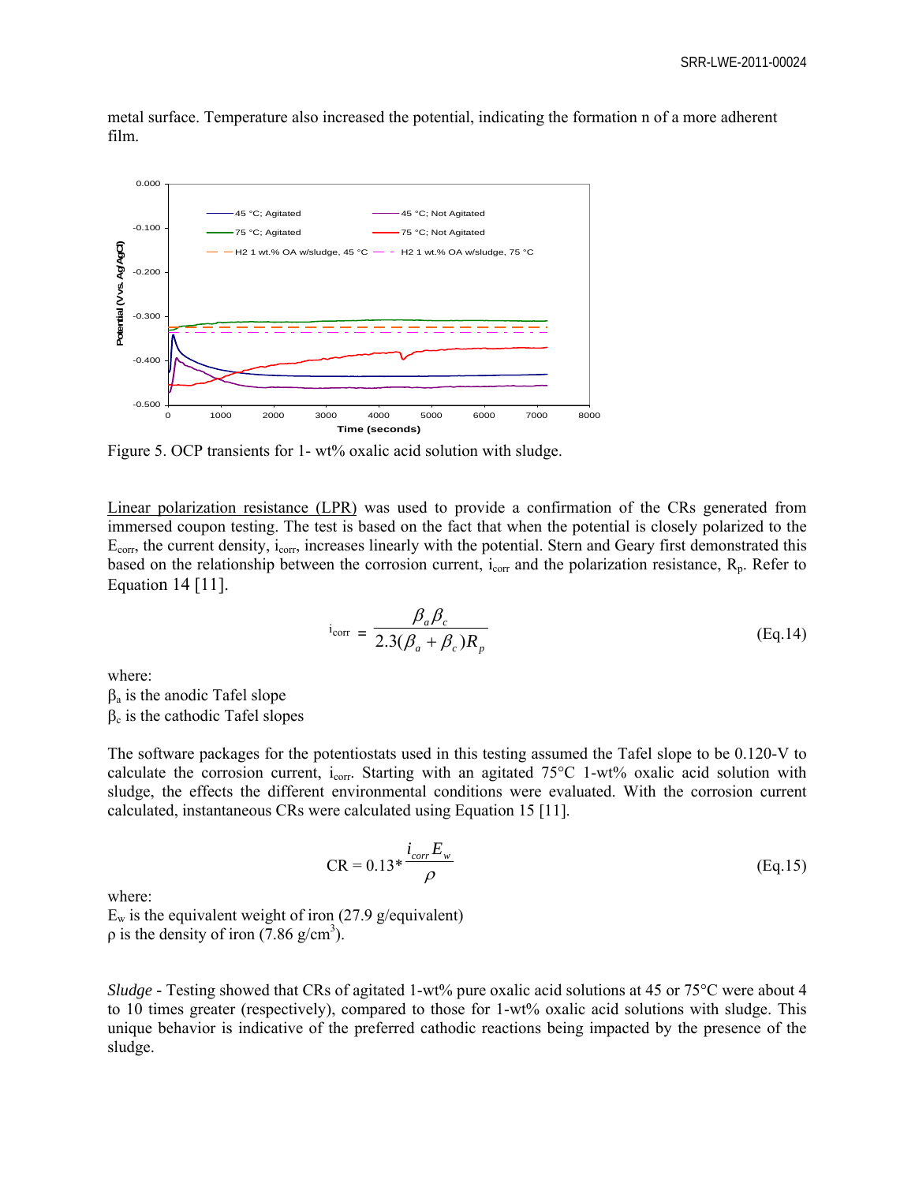metal surface. Temperature also increased the potential, indicating the formation n of a more adherent film.

Figure 5. OCP transients for 1- wt% oxalic acid solution with sludge.

Linear polarization resistance (LPR) was used to provide a confirmation of the CRs generated from immersed coupon testing. The test is based on the fact that when the potential is closely polarized to the $E_{corr}$, the current density, $i_{corr}$, increases linearly with the potential. Stern and Geary first demonstrated this based on the relationship between the corrosion current, $i_{corr}$ and the polarization resistance, $R_p$. Refer to Equation 14 [11].

$$i_{corr} = \frac{\beta_a \beta_c}{2.3(\beta_a + \beta_c) R_p} \quad \text{(Eq.14)}$$

where:
$\beta_a$ is the anodic Tafel slope
$\beta_c$ is the cathodic Tafel slopes

The software packages for the potentiostats used in this testing assumed the Tafel slope to be 0.120-V to calculate the corrosion current, $i_{corr}$. Starting with an agitated 75°C 1-wt% oxalic acid solution with sludge, the effects the different environmental conditions were evaluated. With the corrosion current calculated, instantaneous CRs were calculated using Equation 15 [11].

$$\text{CR} = 0.13 * \frac{i_{corr} E_w}{\rho} \quad \text{(Eq.15)}$$

where:
$E_w$ is the equivalent weight of iron (27.9 g/equivalent)
$\rho$ is the density of iron (7.86 $g/cm^3$).

*Sludge* - Testing showed that CRs of agitated 1-wt% pure oxalic acid solutions at 45 or 75°C were about 4 to 10 times greater (respectively), compared to those for 1-wt% oxalic acid solutions with sludge. This unique behavior is indicative of the preferred cathodic reactions being impacted by the presence of the sludge.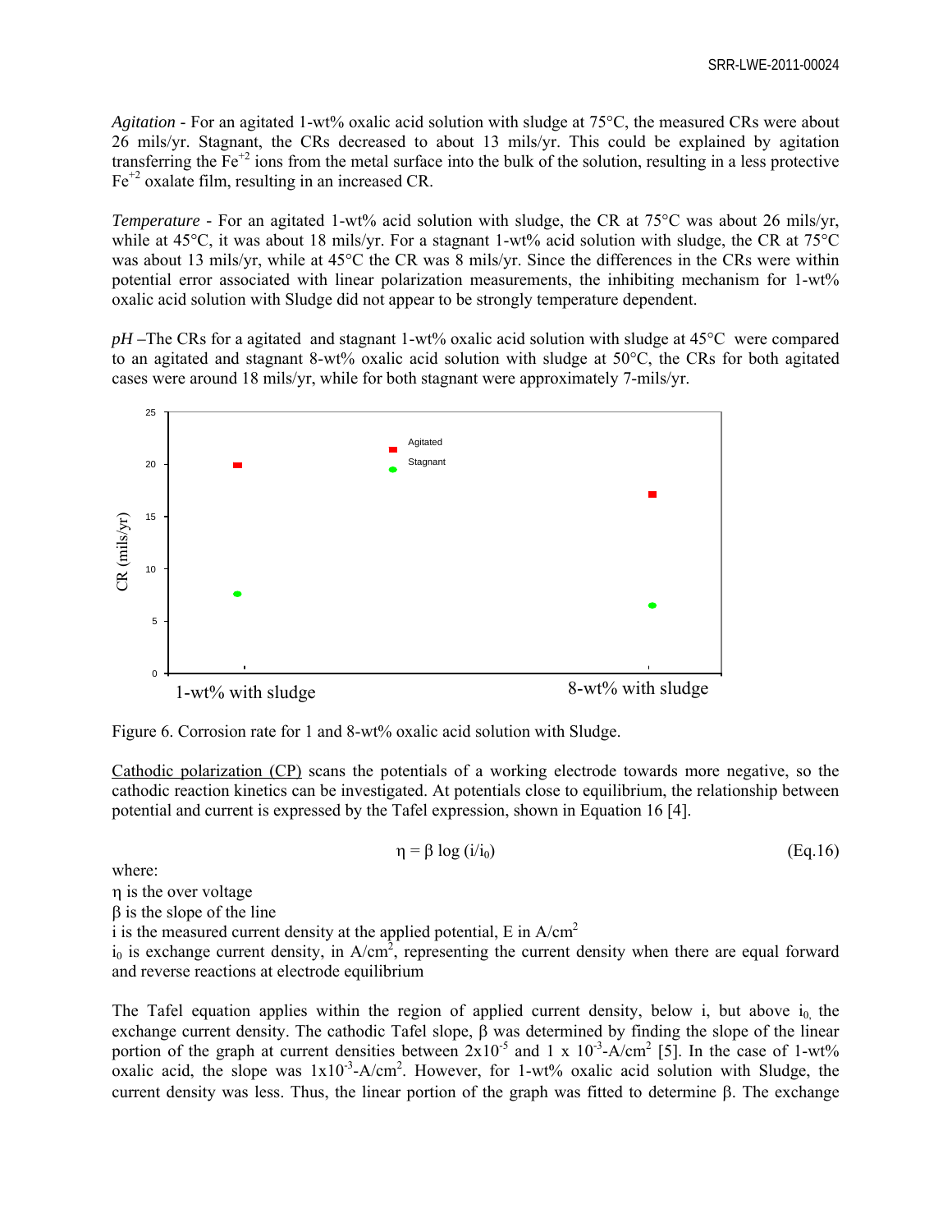*Agitation* - For an agitated 1-wt% oxalic acid solution with sludge at 75°C, the measured CRs were about 26 mils/yr. Stagnant, the CRs decreased to about 13 mils/yr. This could be explained by agitation transferring the $Fe^{+2}$ ions from the metal surface into the bulk of the solution, resulting in a less protective $Fe^{+2}$ oxalate film, resulting in an increased CR.

*Temperature* - For an agitated 1-wt% acid solution with sludge, the CR at 75°C was about 26 mils/yr, while at 45°C, it was about 18 mils/yr. For a stagnant 1-wt% acid solution with sludge, the CR at 75°C was about 13 mils/yr, while at 45°C the CR was 8 mils/yr. Since the differences in the CRs were within potential error associated with linear polarization measurements, the inhibiting mechanism for 1-wt% oxalic acid solution with Sludge did not appear to be strongly temperature dependent.

*pH* –The CRs for a agitated and stagnant 1-wt% oxalic acid solution with sludge at 45°C were compared to an agitated and stagnant 8-wt% oxalic acid solution with sludge at 50°C, the CRs for both agitated cases were around 18 mils/yr, while for both stagnant were approximately 7-mils/yr.

Figure 6. Corrosion rate for 1 and 8-wt% oxalic acid solution with Sludge.

Cathodic polarization (CP) scans the potentials of a working electrode towards more negative, so the cathodic reaction kinetics can be investigated. At potentials close to equilibrium, the relationship between potential and current is expressed by the Tafel expression, shown in Equation 16 [4].

$$\eta = \beta \log (i/i_0) \qquad \text{(Eq.16)}$$

where:

$\eta$ is the over voltage

$\beta$ is the slope of the line

i is the measured current density at the applied potential, E in $A/cm^2$

$i_0$ is exchange current density, in $A/cm^2$, representing the current density when there are equal forward and reverse reactions at electrode equilibrium

The Tafel equation applies within the region of applied current density, below i, but above $i_0$, the exchange current density. The cathodic Tafel slope, $\beta$ was determined by finding the slope of the linear portion of the graph at current densities between $2 \times 10^{-5}$ and $1 \times 10^{-3}$-$A/cm^2$ [5]. In the case of 1-wt% oxalic acid, the slope was $1 \times 10^{-3}$-$A/cm^2$. However, for 1-wt% oxalic acid solution with Sludge, the current density was less. Thus, the linear portion of the graph was fitted to determine $\beta$. The exchange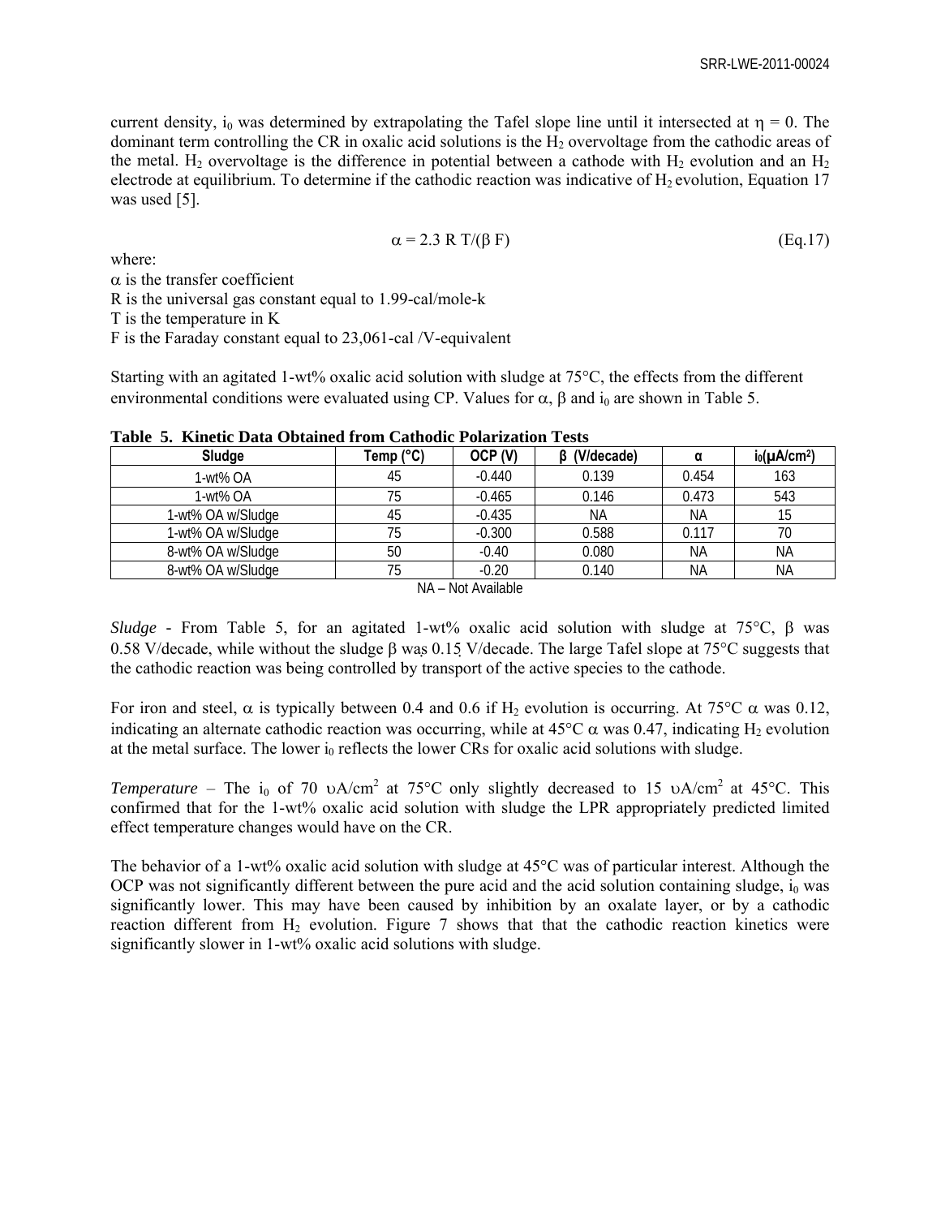current density, $i_0$ was determined by extrapolating the Tafel slope line until it intersected at $\eta = 0$. The dominant term controlling the CR in oxalic acid solutions is the $H_2$ overvoltage from the cathodic areas of the metal. $H_2$ overvoltage is the difference in potential between a cathode with $H_2$ evolution and an $H_2$ electrode at equilibrium. To determine if the cathodic reaction was indicative of $H_2$ evolution, Equation 17 was used [5].

$$\alpha = 2.3\ R\ T/(\beta\ F) \qquad \text{(Eq.17)}$$

where:

$\alpha$ is the transfer coefficient

R is the universal gas constant equal to 1.99-cal/mole-k

T is the temperature in K

F is the Faraday constant equal to 23,061-cal /V-equivalent

Starting with an agitated 1-wt% oxalic acid solution with sludge at 75°C, the effects from the different environmental conditions were evaluated using CP. Values for $\alpha$, $\beta$ and $i_0$ are shown in Table 5.

**Table 5. Kinetic Data Obtained from Cathodic Polarization Tests**

| Sludge | Temp (°C) | OCP (V) | β (V/decade) | α | $i_0$(μA/cm²) |
|---|---|---|---|---|---|
| 1-wt% OA | 45 | -0.440 | 0.139 | 0.454 | 163 |
| 1-wt% OA | 75 | -0.465 | 0.146 | 0.473 | 543 |
| 1-wt% OA w/Sludge | 45 | -0.435 | NA | NA | 15 |
| 1-wt% OA w/Sludge | 75 | -0.300 | 0.588 | 0.117 | 70 |
| 8-wt% OA w/Sludge | 50 | -0.40 | 0.080 | NA | NA |
| 8-wt% OA w/Sludge | 75 | -0.20 | 0.140 | NA | NA |

NA – Not Available

*Sludge* - From Table 5, for an agitated 1-wt% oxalic acid solution with sludge at 75°C, $\beta$ was 0.58 V/decade, while without the sludge $\beta$ was 0.15 V/decade. The large Tafel slope at 75°C suggests that the cathodic reaction was being controlled by transport of the active species to the cathode.

For iron and steel, $\alpha$ is typically between 0.4 and 0.6 if $H_2$ evolution is occurring. At 75°C $\alpha$ was 0.12, indicating an alternate cathodic reaction was occurring, while at 45°C $\alpha$ was 0.47, indicating $H_2$ evolution at the metal surface. The lower $i_0$ reflects the lower CRs for oxalic acid solutions with sludge.

*Temperature* – The $i_0$ of 70 υA/cm² at 75°C only slightly decreased to 15 υA/cm² at 45°C. This confirmed that for the 1-wt% oxalic acid solution with sludge the LPR appropriately predicted limited effect temperature changes would have on the CR.

The behavior of a 1-wt% oxalic acid solution with sludge at 45°C was of particular interest. Although the OCP was not significantly different between the pure acid and the acid solution containing sludge, $i_0$ was significantly lower. This may have been caused by inhibition by an oxalate layer, or by a cathodic reaction different from $H_2$ evolution. Figure 7 shows that that the cathodic reaction kinetics were significantly slower in 1-wt% oxalic acid solutions with sludge.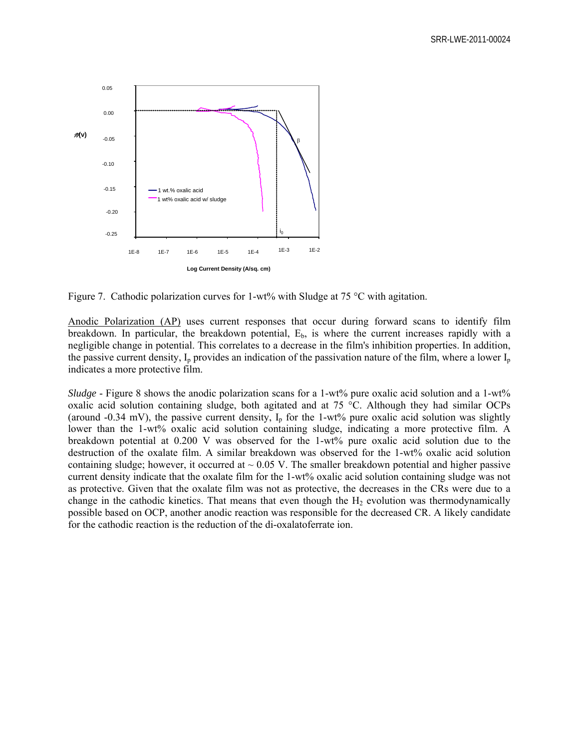Figure 7. Cathodic polarization curves for 1-wt% with Sludge at 75 °C with agitation.

Anodic Polarization (AP) uses current responses that occur during forward scans to identify film breakdown. In particular, the breakdown potential, $E_b$, is where the current increases rapidly with a negligible change in potential. This correlates to a decrease in the film's inhibition properties. In addition, the passive current density, $I_p$ provides an indication of the passivation nature of the film, where a lower $I_p$ indicates a more protective film.

*Sludge* - Figure 8 shows the anodic polarization scans for a 1-wt% pure oxalic acid solution and a 1-wt% oxalic acid solution containing sludge, both agitated and at 75 °C. Although they had similar OCPs (around -0.34 mV), the passive current density, $I_p$ for the 1-wt% pure oxalic acid solution was slightly lower than the 1-wt% oxalic acid solution containing sludge, indicating a more protective film. A breakdown potential at 0.200 V was observed for the 1-wt% pure oxalic acid solution due to the destruction of the oxalate film. A similar breakdown was observed for the 1-wt% oxalic acid solution containing sludge; however, it occurred at ~ 0.05 V. The smaller breakdown potential and higher passive current density indicate that the oxalate film for the 1-wt% oxalic acid solution containing sludge was not as protective. Given that the oxalate film was not as protective, the decreases in the CRs were due to a change in the cathodic kinetics. That means that even though the $H_2$ evolution was thermodynamically possible based on OCP, another anodic reaction was responsible for the decreased CR. A likely candidate for the cathodic reaction is the reduction of the di-oxalatoferrate ion.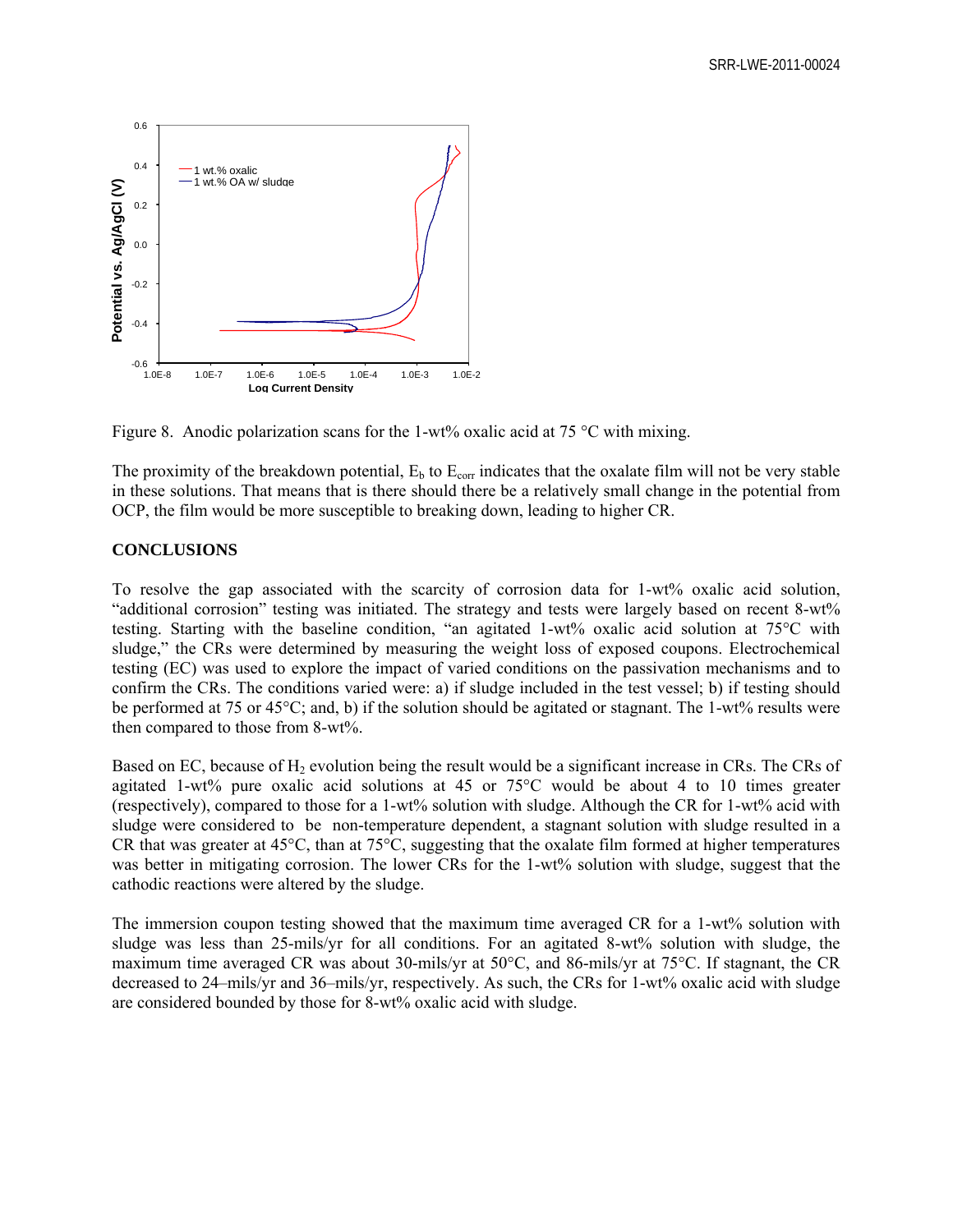Figure 8. Anodic polarization scans for the 1-wt% oxalic acid at 75 °C with mixing.

The proximity of the breakdown potential, $E_b$ to $E_{corr}$ indicates that the oxalate film will not be very stable in these solutions. That means that is there should there be a relatively small change in the potential from OCP, the film would be more susceptible to breaking down, leading to higher CR.

## CONCLUSIONS

To resolve the gap associated with the scarcity of corrosion data for 1-wt% oxalic acid solution, "additional corrosion" testing was initiated. The strategy and tests were largely based on recent 8-wt% testing. Starting with the baseline condition, "an agitated 1-wt% oxalic acid solution at 75°C with sludge," the CRs were determined by measuring the weight loss of exposed coupons. Electrochemical testing (EC) was used to explore the impact of varied conditions on the passivation mechanisms and to confirm the CRs. The conditions varied were: a) if sludge included in the test vessel; b) if testing should be performed at 75 or 45°C; and, b) if the solution should be agitated or stagnant. The 1-wt% results were then compared to those from 8-wt%.

Based on EC, because of $H_2$ evolution being the result would be a significant increase in CRs. The CRs of agitated 1-wt% pure oxalic acid solutions at 45 or 75°C would be about 4 to 10 times greater (respectively), compared to those for a 1-wt% solution with sludge. Although the CR for 1-wt% acid with sludge were considered to be non-temperature dependent, a stagnant solution with sludge resulted in a CR that was greater at 45°C, than at 75°C, suggesting that the oxalate film formed at higher temperatures was better in mitigating corrosion. The lower CRs for the 1-wt% solution with sludge, suggest that the cathodic reactions were altered by the sludge.

The immersion coupon testing showed that the maximum time averaged CR for a 1-wt% solution with sludge was less than 25-mils/yr for all conditions. For an agitated 8-wt% solution with sludge, the maximum time averaged CR was about 30-mils/yr at 50°C, and 86-mils/yr at 75°C. If stagnant, the CR decreased to 24–mils/yr and 36–mils/yr, respectively. As such, the CRs for 1-wt% oxalic acid with sludge are considered bounded by those for 8-wt% oxalic acid with sludge.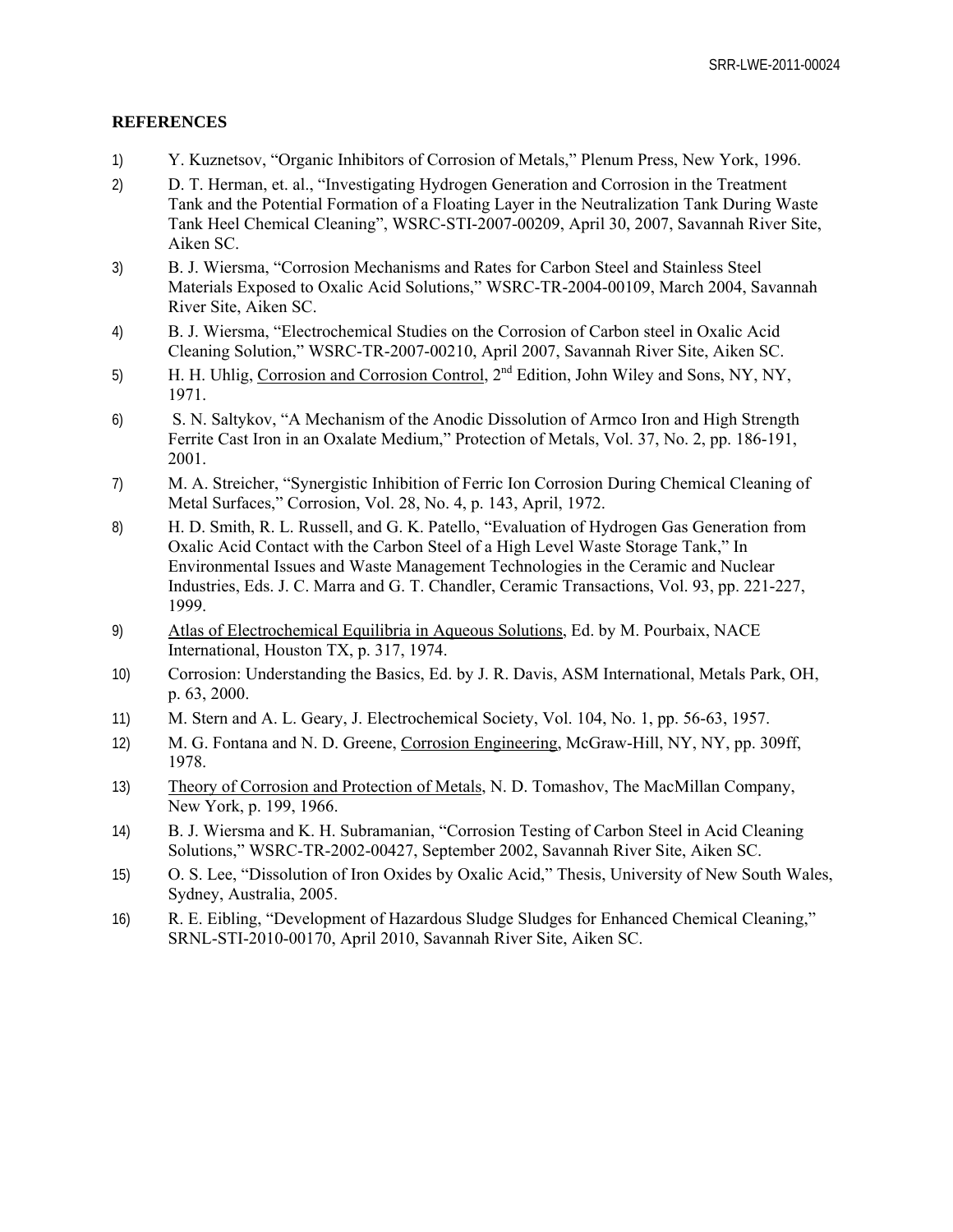**REFERENCES**

1) Y. Kuznetsov, "Organic Inhibitors of Corrosion of Metals," Plenum Press, New York, 1996.

2) D. T. Herman, et. al., "Investigating Hydrogen Generation and Corrosion in the Treatment Tank and the Potential Formation of a Floating Layer in the Neutralization Tank During Waste Tank Heel Chemical Cleaning", WSRC-STI-2007-00209, April 30, 2007, Savannah River Site, Aiken SC.

3) B. J. Wiersma, "Corrosion Mechanisms and Rates for Carbon Steel and Stainless Steel Materials Exposed to Oxalic Acid Solutions," WSRC-TR-2004-00109, March 2004, Savannah River Site, Aiken SC.

4) B. J. Wiersma, "Electrochemical Studies on the Corrosion of Carbon steel in Oxalic Acid Cleaning Solution," WSRC-TR-2007-00210, April 2007, Savannah River Site, Aiken SC.

5) H. H. Uhlig, <u>Corrosion and Corrosion Control</u>, 2nd Edition, John Wiley and Sons, NY, NY, 1971.

6) S. N. Saltykov, "A Mechanism of the Anodic Dissolution of Armco Iron and High Strength Ferrite Cast Iron in an Oxalate Medium," Protection of Metals, Vol. 37, No. 2, pp. 186-191, 2001.

7) M. A. Streicher, "Synergistic Inhibition of Ferric Ion Corrosion During Chemical Cleaning of Metal Surfaces," Corrosion, Vol. 28, No. 4, p. 143, April, 1972.

8) H. D. Smith, R. L. Russell, and G. K. Patello, "Evaluation of Hydrogen Gas Generation from Oxalic Acid Contact with the Carbon Steel of a High Level Waste Storage Tank," In Environmental Issues and Waste Management Technologies in the Ceramic and Nuclear Industries, Eds. J. C. Marra and G. T. Chandler, Ceramic Transactions, Vol. 93, pp. 221-227, 1999.

9) <u>Atlas of Electrochemical Equilibria in Aqueous Solutions</u>, Ed. by M. Pourbaix, NACE International, Houston TX, p. 317, 1974.

10) Corrosion: Understanding the Basics, Ed. by J. R. Davis, ASM International, Metals Park, OH, p. 63, 2000.

11) M. Stern and A. L. Geary, J. Electrochemical Society, Vol. 104, No. 1, pp. 56-63, 1957.

12) M. G. Fontana and N. D. Greene, <u>Corrosion Engineering</u>, McGraw-Hill, NY, NY, pp. 309ff, 1978.

13) <u>Theory of Corrosion and Protection of Metals</u>, N. D. Tomashov, The MacMillan Company, New York, p. 199, 1966.

14) B. J. Wiersma and K. H. Subramanian, "Corrosion Testing of Carbon Steel in Acid Cleaning Solutions," WSRC-TR-2002-00427, September 2002, Savannah River Site, Aiken SC.

15) O. S. Lee, "Dissolution of Iron Oxides by Oxalic Acid," Thesis, University of New South Wales, Sydney, Australia, 2005.

16) R. E. Eibling, "Development of Hazardous Sludge Sludges for Enhanced Chemical Cleaning," SRNL-STI-2010-00170, April 2010, Savannah River Site, Aiken SC.